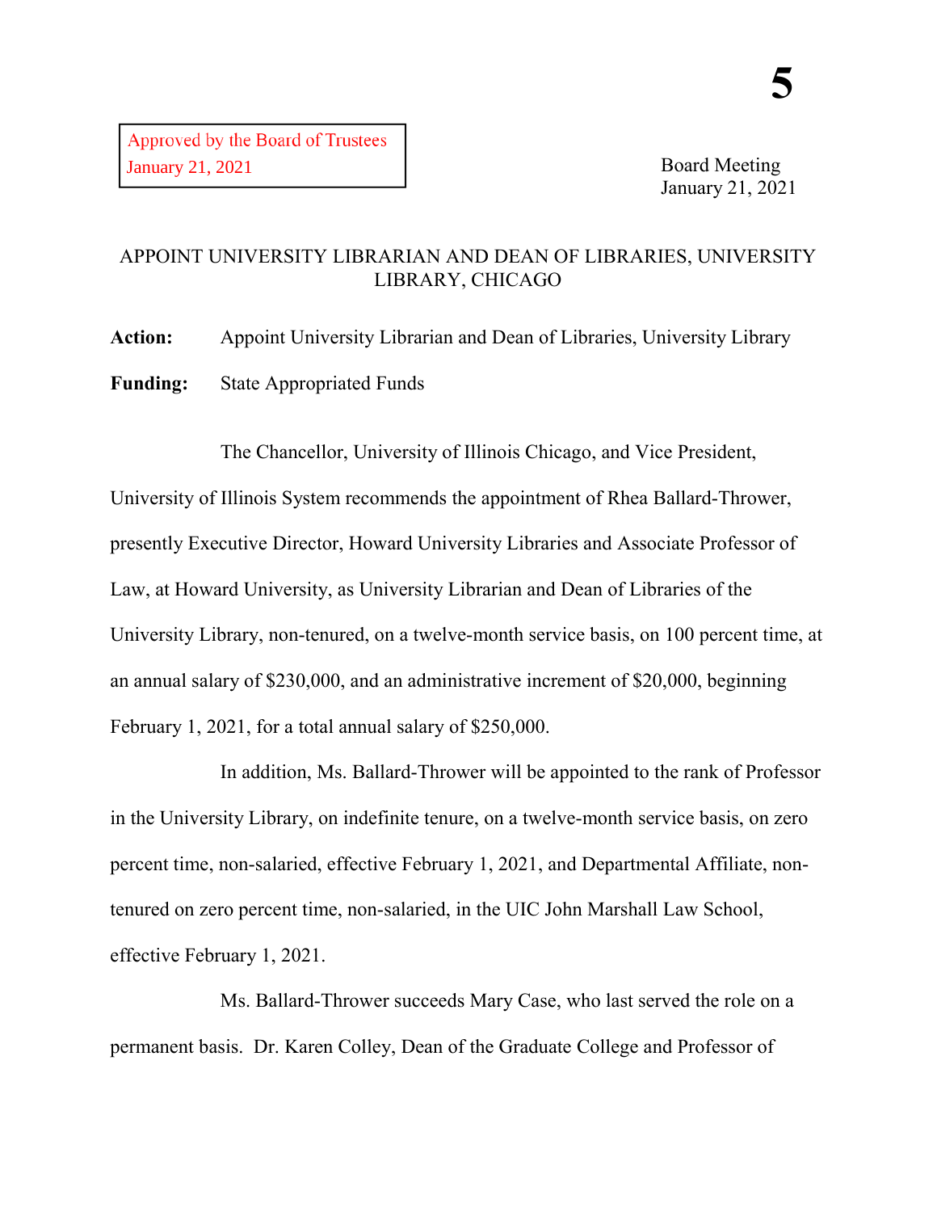Approved by the Board of Trustees
January 21, 2021

Board Meeting
January 21, 2021

# APPOINT UNIVERSITY LIBRARIAN AND DEAN OF LIBRARIES, UNIVERSITY LIBRARY, CHICAGO

**Action:** Appoint University Librarian and Dean of Libraries, University Library

**Funding:** State Appropriated Funds

The Chancellor, University of Illinois Chicago, and Vice President, University of Illinois System recommends the appointment of Rhea Ballard-Thrower, presently Executive Director, Howard University Libraries and Associate Professor of Law, at Howard University, as University Librarian and Dean of Libraries of the University Library, non-tenured, on a twelve-month service basis, on 100 percent time, at an annual salary of $230,000, and an administrative increment of $20,000, beginning February 1, 2021, for a total annual salary of $250,000.

In addition, Ms. Ballard-Thrower will be appointed to the rank of Professor in the University Library, on indefinite tenure, on a twelve-month service basis, on zero percent time, non-salaried, effective February 1, 2021, and Departmental Affiliate, non-tenured on zero percent time, non-salaried, in the UIC John Marshall Law School, effective February 1, 2021.

Ms. Ballard-Thrower succeeds Mary Case, who last served the role on a permanent basis. Dr. Karen Colley, Dean of the Graduate College and Professor of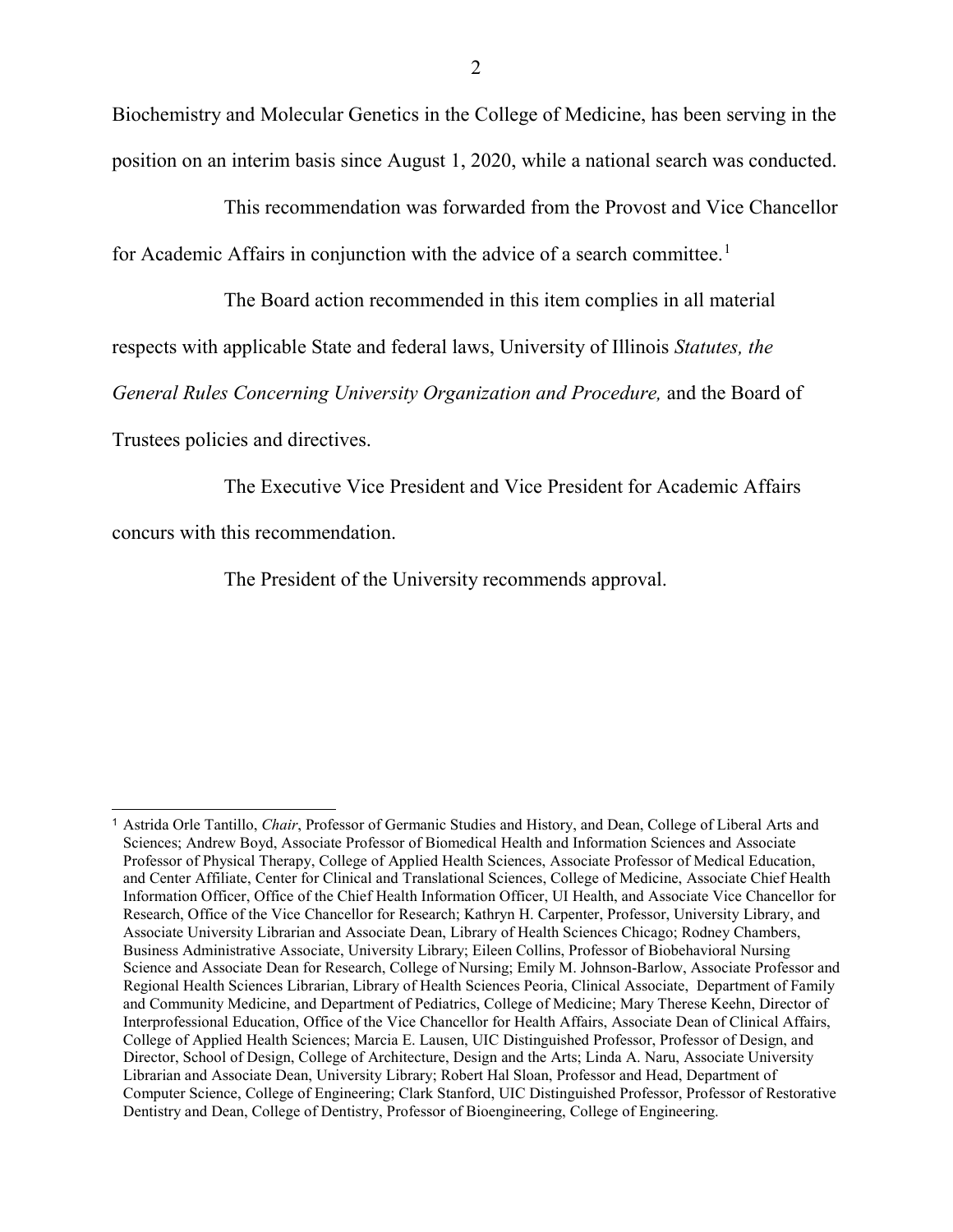Biochemistry and Molecular Genetics in the College of Medicine, has been serving in the position on an interim basis since August 1, 2020, while a national search was conducted.

This recommendation was forwarded from the Provost and Vice Chancellor for Academic Affairs in conjunction with the advice of a search committee.[1]

The Board action recommended in this item complies in all material respects with applicable State and federal laws, University of Illinois *Statutes, the General Rules Concerning University Organization and Procedure,* and the Board of Trustees policies and directives.

The Executive Vice President and Vice President for Academic Affairs concurs with this recommendation.

The President of the University recommends approval.

---

[1] Astrida Orle Tantillo, *Chair*, Professor of Germanic Studies and History, and Dean, College of Liberal Arts and Sciences; Andrew Boyd, Associate Professor of Biomedical Health and Information Sciences and Associate Professor of Physical Therapy, College of Applied Health Sciences, Associate Professor of Medical Education, and Center Affiliate, Center for Clinical and Translational Sciences, College of Medicine, Associate Chief Health Information Officer, Office of the Chief Health Information Officer, UI Health, and Associate Vice Chancellor for Research, Office of the Vice Chancellor for Research; Kathryn H. Carpenter, Professor, University Library, and Associate University Librarian and Associate Dean, Library of Health Sciences Chicago; Rodney Chambers, Business Administrative Associate, University Library; Eileen Collins, Professor of Biobehavioral Nursing Science and Associate Dean for Research, College of Nursing; Emily M. Johnson-Barlow, Associate Professor and Regional Health Sciences Librarian, Library of Health Sciences Peoria, Clinical Associate, Department of Family and Community Medicine, and Department of Pediatrics, College of Medicine; Mary Therese Keehn, Director of Interprofessional Education, Office of the Vice Chancellor for Health Affairs, Associate Dean of Clinical Affairs, College of Applied Health Sciences; Marcia E. Lausen, UIC Distinguished Professor, Professor of Design, and Director, School of Design, College of Architecture, Design and the Arts; Linda A. Naru, Associate University Librarian and Associate Dean, University Library; Robert Hal Sloan, Professor and Head, Department of Computer Science, College of Engineering; Clark Stanford, UIC Distinguished Professor, Professor of Restorative Dentistry and Dean, College of Dentistry, Professor of Bioengineering, College of Engineering.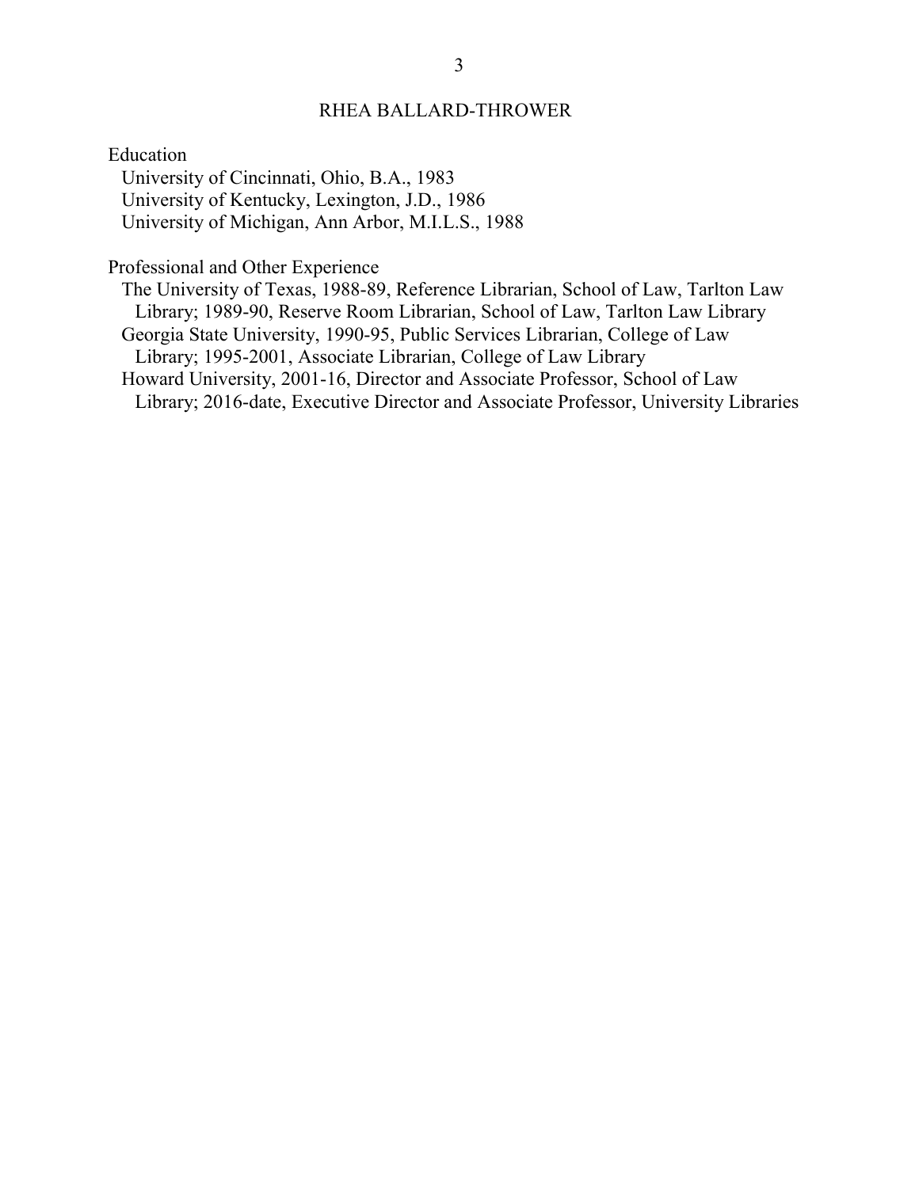# RHEA BALLARD-THROWER

## Education

- University of Cincinnati, Ohio, B.A., 1983
- University of Kentucky, Lexington, J.D., 1986
- University of Michigan, Ann Arbor, M.I.L.S., 1988

## Professional and Other Experience

- The University of Texas, 1988-89, Reference Librarian, School of Law, Tarlton Law Library; 1989-90, Reserve Room Librarian, School of Law, Tarlton Law Library
- Georgia State University, 1990-95, Public Services Librarian, College of Law Library; 1995-2001, Associate Librarian, College of Law Library
- Howard University, 2001-16, Director and Associate Professor, School of Law Library; 2016-date, Executive Director and Associate Professor, University Libraries